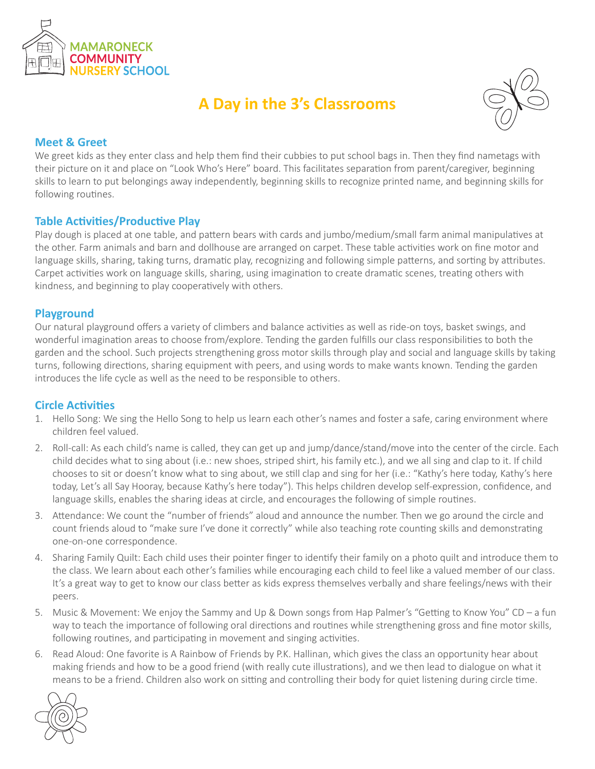MAMARONECK COMMUNITY NURSERY SCHOOL

# A Day in the 3's Classrooms

## Meet & Greet

We greet kids as they enter class and help them find their cubbies to put school bags in. Then they find nametags with their picture on it and place on "Look Who's Here" board. This facilitates separation from parent/caregiver, beginning skills to learn to put belongings away independently, beginning skills to recognize printed name, and beginning skills for following routines.

## Table Activities/Productive Play

Play dough is placed at one table, and pattern bears with cards and jumbo/medium/small farm animal manipulatives at the other. Farm animals and barn and dollhouse are arranged on carpet. These table activities work on fine motor and language skills, sharing, taking turns, dramatic play, recognizing and following simple patterns, and sorting by attributes. Carpet activities work on language skills, sharing, using imagination to create dramatic scenes, treating others with kindness, and beginning to play cooperatively with others.

## Playground

Our natural playground offers a variety of climbers and balance activities as well as ride-on toys, basket swings, and wonderful imagination areas to choose from/explore. Tending the garden fulfills our class responsibilities to both the garden and the school. Such projects strengthening gross motor skills through play and social and language skills by taking turns, following directions, sharing equipment with peers, and using words to make wants known. Tending the garden introduces the life cycle as well as the need to be responsible to others.

## Circle Activities

1. Hello Song: We sing the Hello Song to help us learn each other's names and foster a safe, caring environment where children feel valued.
2. Roll-call: As each child's name is called, they can get up and jump/dance/stand/move into the center of the circle. Each child decides what to sing about (i.e.: new shoes, striped shirt, his family etc.), and we all sing and clap to it. If child chooses to sit or doesn't know what to sing about, we still clap and sing for her (i.e.: "Kathy's here today, Kathy's here today, Let's all Say Hooray, because Kathy's here today"). This helps children develop self-expression, confidence, and language skills, enables the sharing ideas at circle, and encourages the following of simple routines.
3. Attendance: We count the "number of friends" aloud and announce the number. Then we go around the circle and count friends aloud to "make sure I've done it correctly" while also teaching rote counting skills and demonstrating one-on-one correspondence.
4. Sharing Family Quilt: Each child uses their pointer finger to identify their family on a photo quilt and introduce them to the class. We learn about each other's families while encouraging each child to feel like a valued member of our class. It's a great way to get to know our class better as kids express themselves verbally and share feelings/news with their peers.
5. Music & Movement: We enjoy the Sammy and Up & Down songs from Hap Palmer's "Getting to Know You" CD – a fun way to teach the importance of following oral directions and routines while strengthening gross and fine motor skills, following routines, and participating in movement and singing activities.
6. Read Aloud: One favorite is A Rainbow of Friends by P.K. Hallinan, which gives the class an opportunity hear about making friends and how to be a good friend (with really cute illustrations), and we then lead to dialogue on what it means to be a friend. Children also work on sitting and controlling their body for quiet listening during circle time.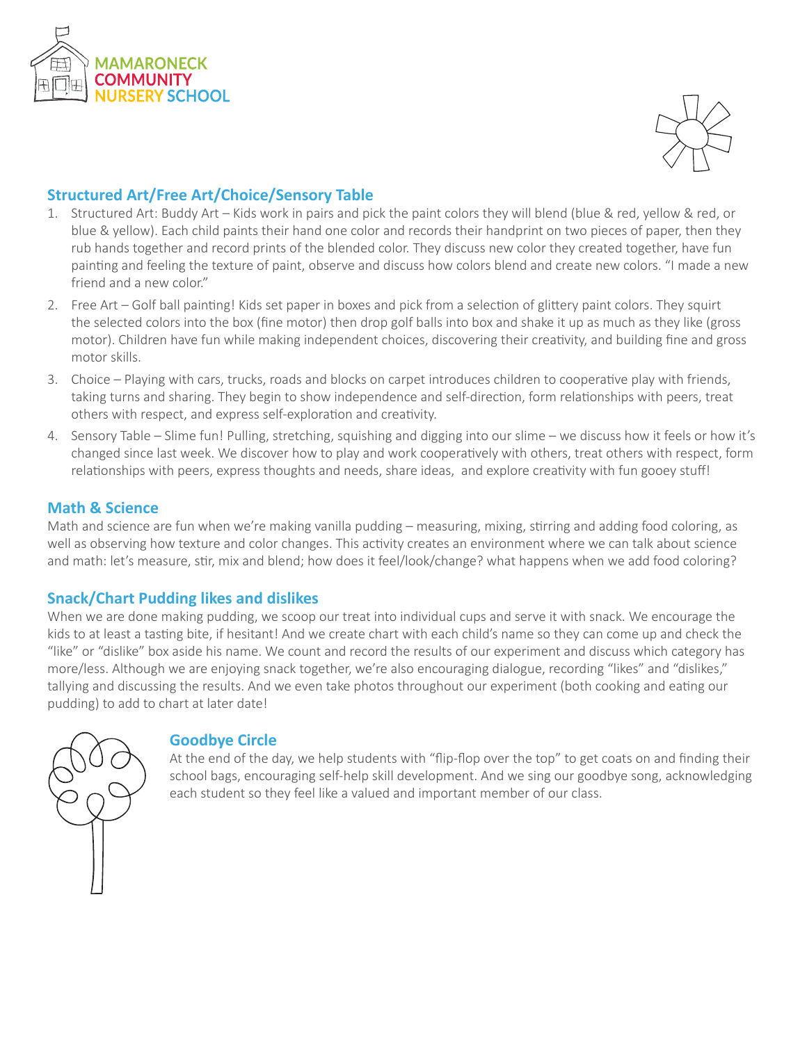MAMARONECK COMMUNITY NURSERY SCHOOL

## Structured Art/Free Art/Choice/Sensory Table

1. Structured Art: Buddy Art – Kids work in pairs and pick the paint colors they will blend (blue & red, yellow & red, or blue & yellow). Each child paints their hand one color and records their handprint on two pieces of paper, then they rub hands together and record prints of the blended color. They discuss new color they created together, have fun painting and feeling the texture of paint, observe and discuss how colors blend and create new colors. "I made a new friend and a new color."
2. Free Art – Golf ball painting! Kids set paper in boxes and pick from a selection of glittery paint colors. They squirt the selected colors into the box (fine motor) then drop golf balls into box and shake it up as much as they like (gross motor). Children have fun while making independent choices, discovering their creativity, and building fine and gross motor skills.
3. Choice – Playing with cars, trucks, roads and blocks on carpet introduces children to cooperative play with friends, taking turns and sharing. They begin to show independence and self-direction, form relationships with peers, treat others with respect, and express self-exploration and creativity.
4. Sensory Table – Slime fun! Pulling, stretching, squishing and digging into our slime – we discuss how it feels or how it's changed since last week. We discover how to play and work cooperatively with others, treat others with respect, form relationships with peers, express thoughts and needs, share ideas, and explore creativity with fun gooey stuff!

## Math & Science

Math and science are fun when we're making vanilla pudding – measuring, mixing, stirring and adding food coloring, as well as observing how texture and color changes. This activity creates an environment where we can talk about science and math: let's measure, stir, mix and blend; how does it feel/look/change? what happens when we add food coloring?

## Snack/Chart Pudding likes and dislikes

When we are done making pudding, we scoop our treat into individual cups and serve it with snack. We encourage the kids to at least a tasting bite, if hesitant! And we create chart with each child's name so they can come up and check the "like" or "dislike" box aside his name. We count and record the results of our experiment and discuss which category has more/less. Although we are enjoying snack together, we're also encouraging dialogue, recording "likes" and "dislikes," tallying and discussing the results. And we even take photos throughout our experiment (both cooking and eating our pudding) to add to chart at later date!

## Goodbye Circle

At the end of the day, we help students with "flip-flop over the top" to get coats on and finding their school bags, encouraging self-help skill development. And we sing our goodbye song, acknowledging each student so they feel like a valued and important member of our class.